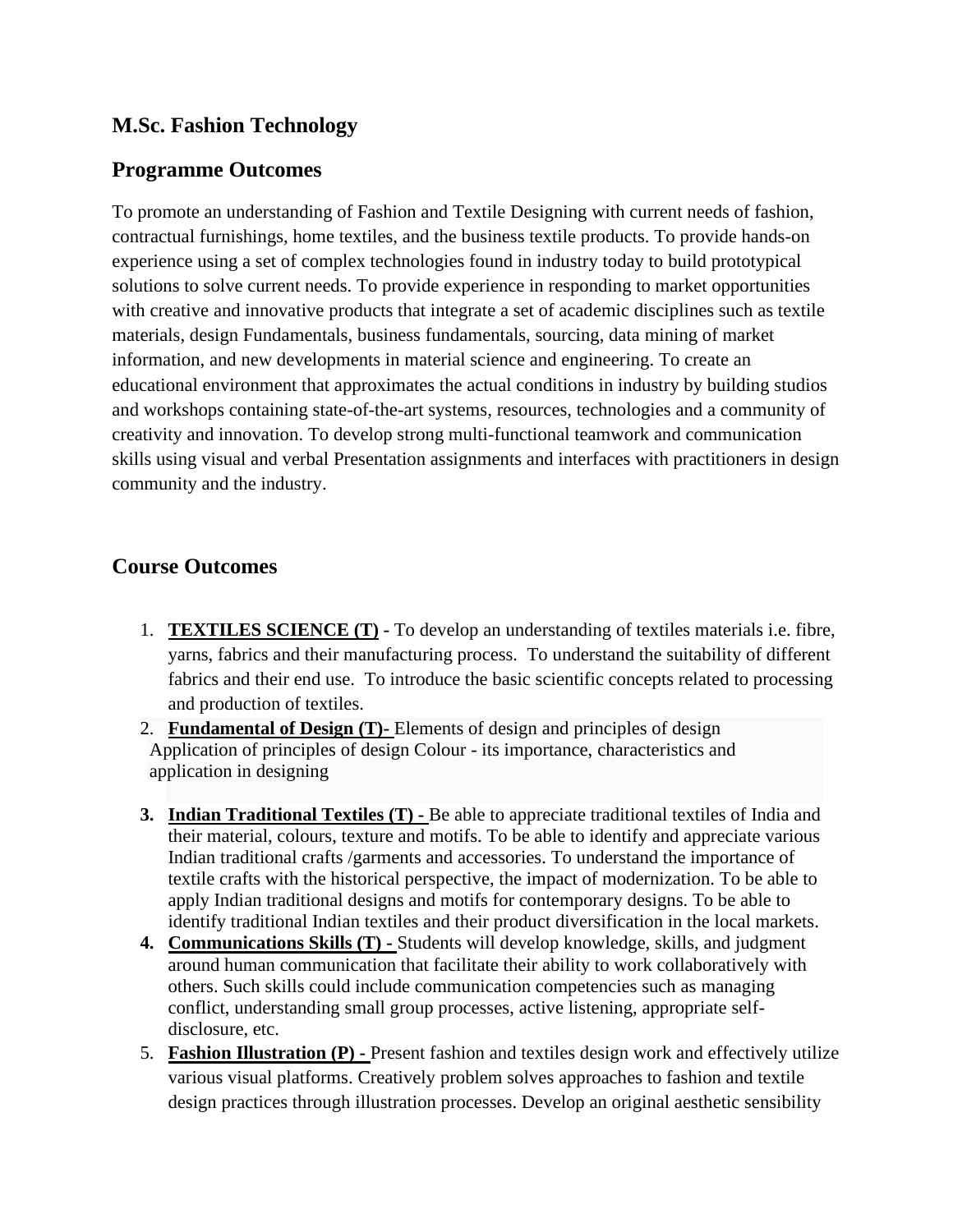## M.Sc. Fashion Technology

## Programme Outcomes

To promote an understanding of Fashion and Textile Designing with current needs of fashion, contractual furnishings, home textiles, and the business textile products. To provide hands-on experience using a set of complex technologies found in industry today to build prototypical solutions to solve current needs. To provide experience in responding to market opportunities with creative and innovative products that integrate a set of academic disciplines such as textile materials, design Fundamentals, business fundamentals, sourcing, data mining of market information, and new developments in material science and engineering. To create an educational environment that approximates the actual conditions in industry by building studios and workshops containing state-of-the-art systems, resources, technologies and a community of creativity and innovation. To develop strong multi-functional teamwork and communication skills using visual and verbal Presentation assignments and interfaces with practitioners in design community and the industry.

## Course Outcomes

1. **TEXTILES SCIENCE (T) -** To develop an understanding of textiles materials i.e. fibre, yarns, fabrics and their manufacturing process. To understand the suitability of different fabrics and their end use. To introduce the basic scientific concepts related to processing and production of textiles.
2. **Fundamental of Design (T)-** Elements of design and principles of design Application of principles of design Colour - its importance, characteristics and application in designing
3. **Indian Traditional Textiles (T) -** Be able to appreciate traditional textiles of India and their material, colours, texture and motifs. To be able to identify and appreciate various Indian traditional crafts /garments and accessories. To understand the importance of textile crafts with the historical perspective, the impact of modernization. To be able to apply Indian traditional designs and motifs for contemporary designs. To be able to identify traditional Indian textiles and their product diversification in the local markets.
4. **Communications Skills (T) -** Students will develop knowledge, skills, and judgment around human communication that facilitate their ability to work collaboratively with others. Such skills could include communication competencies such as managing conflict, understanding small group processes, active listening, appropriate self-disclosure, etc.
5. **Fashion Illustration (P) -** Present fashion and textiles design work and effectively utilize various visual platforms. Creatively problem solves approaches to fashion and textile design practices through illustration processes. Develop an original aesthetic sensibility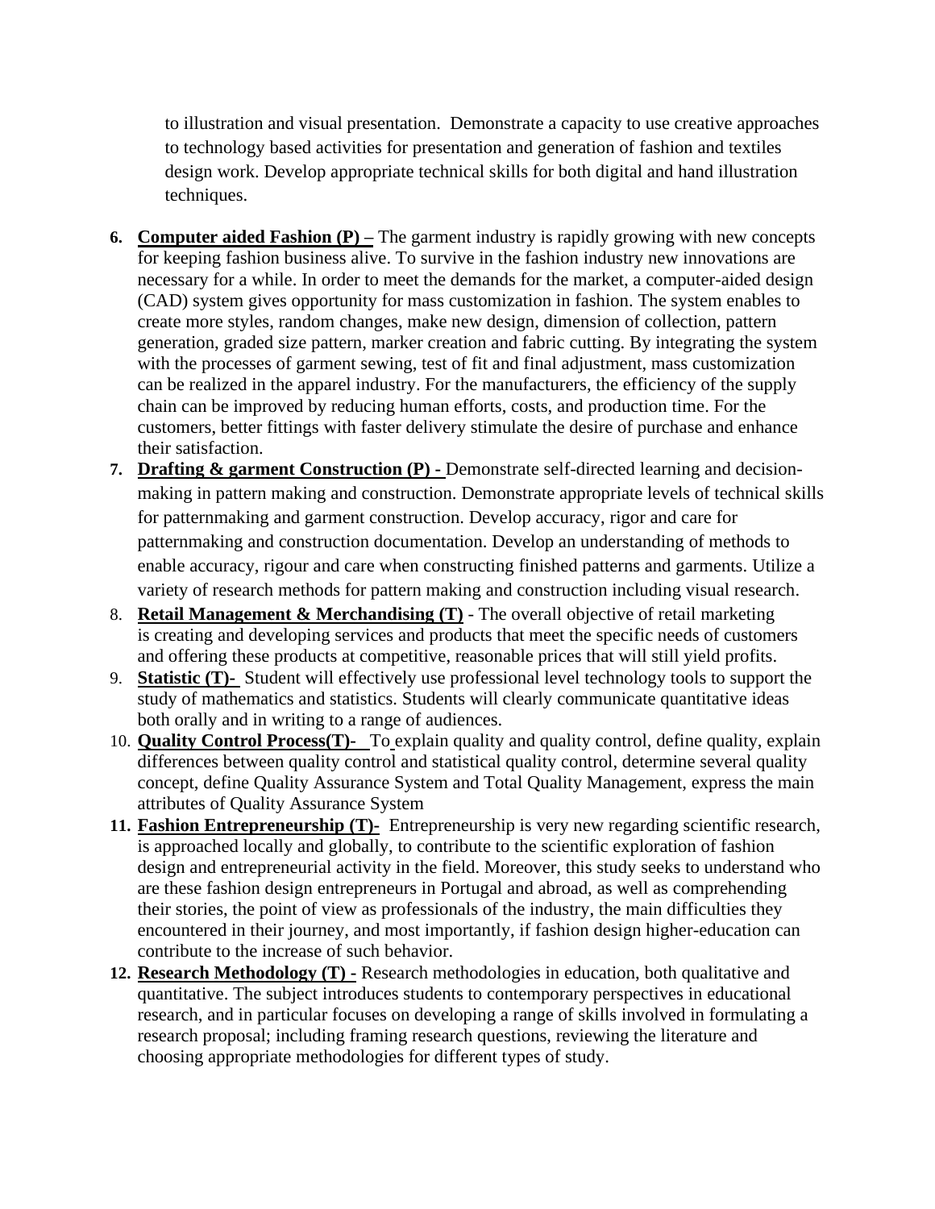to illustration and visual presentation. Demonstrate a capacity to use creative approaches to technology based activities for presentation and generation of fashion and textiles design work. Develop appropriate technical skills for both digital and hand illustration techniques.

6. **Computer aided Fashion (P) –** The garment industry is rapidly growing with new concepts for keeping fashion business alive. To survive in the fashion industry new innovations are necessary for a while. In order to meet the demands for the market, a computer-aided design (CAD) system gives opportunity for mass customization in fashion. The system enables to create more styles, random changes, make new design, dimension of collection, pattern generation, graded size pattern, marker creation and fabric cutting. By integrating the system with the processes of garment sewing, test of fit and final adjustment, mass customization can be realized in the apparel industry. For the manufacturers, the efficiency of the supply chain can be improved by reducing human efforts, costs, and production time. For the customers, better fittings with faster delivery stimulate the desire of purchase and enhance their satisfaction.
7. **Drafting & garment Construction (P) -** Demonstrate self-directed learning and decision-making in pattern making and construction. Demonstrate appropriate levels of technical skills for patternmaking and garment construction. Develop accuracy, rigor and care for patternmaking and construction documentation. Develop an understanding of methods to enable accuracy, rigour and care when constructing finished patterns and garments. Utilize a variety of research methods for pattern making and construction including visual research.
8. **Retail Management & Merchandising (T)** - The overall objective of retail marketing is creating and developing services and products that meet the specific needs of customers and offering these products at competitive, reasonable prices that will still yield profits.
9. **Statistic (T)-** Student will effectively use professional level technology tools to support the study of mathematics and statistics. Students will clearly communicate quantitative ideas both orally and in writing to a range of audiences.
10. **Quality Control Process(T)-** To explain quality and quality control, define quality, explain differences between quality control and statistical quality control, determine several quality concept, define Quality Assurance System and Total Quality Management, express the main attributes of Quality Assurance System
11. **Fashion Entrepreneurship (T)-** Entrepreneurship is very new regarding scientific research, is approached locally and globally, to contribute to the scientific exploration of fashion design and entrepreneurial activity in the field. Moreover, this study seeks to understand who are these fashion design entrepreneurs in Portugal and abroad, as well as comprehending their stories, the point of view as professionals of the industry, the main difficulties they encountered in their journey, and most importantly, if fashion design higher-education can contribute to the increase of such behavior.
12. **Research Methodology (T) -** Research methodologies in education, both qualitative and quantitative. The subject introduces students to contemporary perspectives in educational research, and in particular focuses on developing a range of skills involved in formulating a research proposal; including framing research questions, reviewing the literature and choosing appropriate methodologies for different types of study.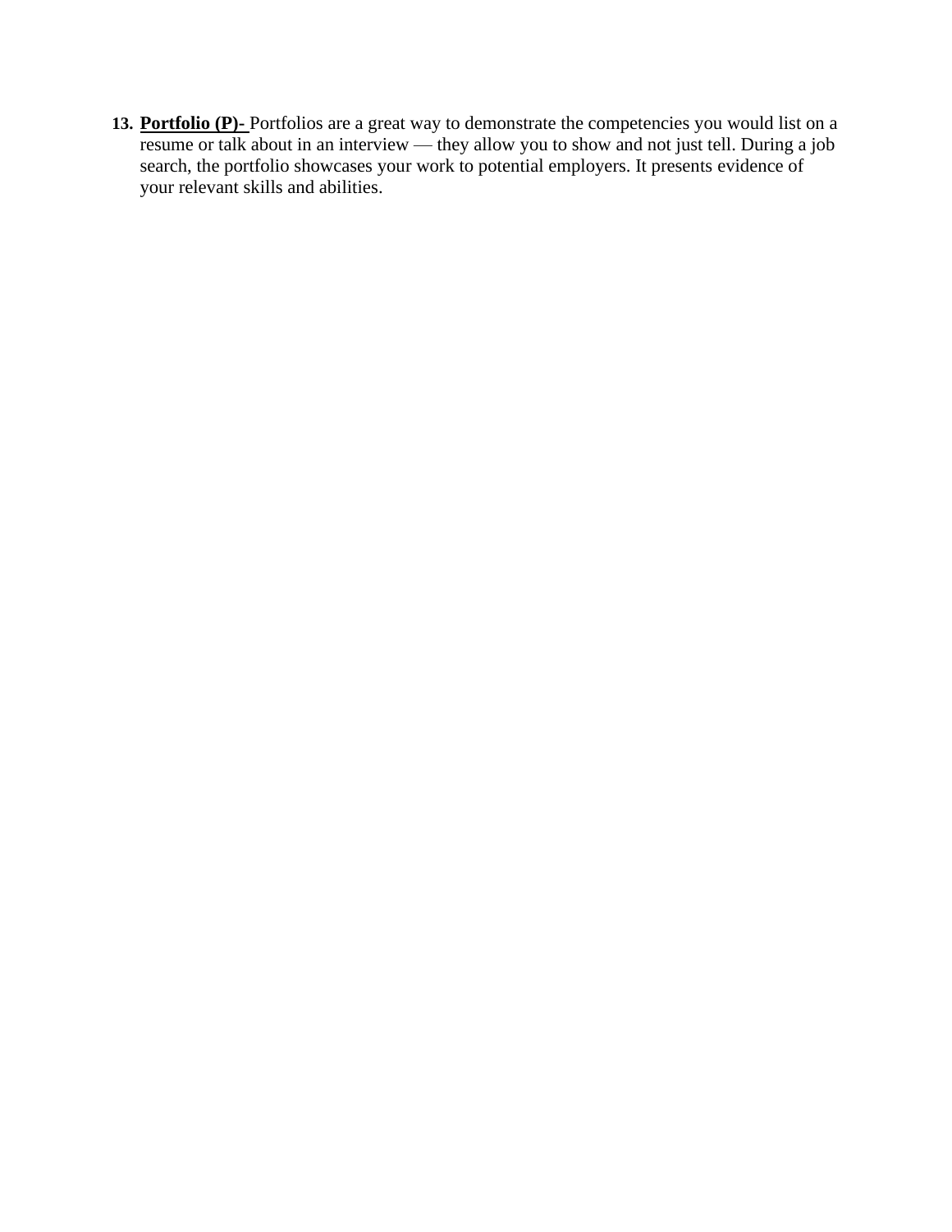13. **Portfolio (P)-** Portfolios are a great way to demonstrate the competencies you would list on a resume or talk about in an interview — they allow you to show and not just tell. During a job search, the portfolio showcases your work to potential employers. It presents evidence of your relevant skills and abilities.